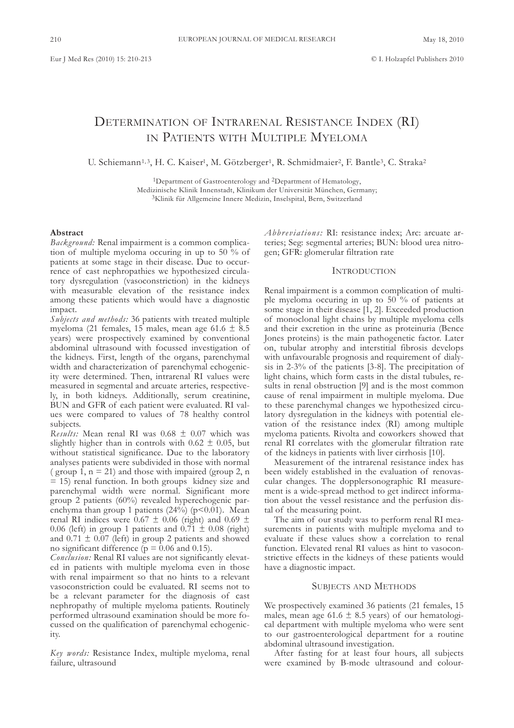# Determination of Intrarenal Resistance Index (RI) in Patients with Multiple Myeloma

U. Schiemann[1,3], H. C. Kaiser[1], M. Götzberger[1], R. Schmidmaier[2], F. Bantle[3], C. Straka[2]

[1]Department of Gastroenterology and [2]Department of Hematology, Medizinische Klinik Innenstadt, Klinikum der Universität München, Germany;
[3]Klinik für Allgemeine Innere Medizin, Inselspital, Bern, Switzerland

## Abstract

*Background:* Renal impairment is a common complication of multiple myeloma occuring in up to 50 % of patients at some stage in their disease. Due to occurrence of cast nephropathies we hypothesized circulatory dysregulation (vasoconstriction) in the kidneys with measurable elevation of the resistance index among these patients which would have a diagnostic impact.

*Subjects and methods:* 36 patients with treated multiple myeloma (21 females, 15 males, mean age 61.6 ± 8.5 years) were prospectively examined by conventional abdominal ultrasound with focussed investigation of the kidneys. First, length of the organs, parenchymal width and characterization of parenchymal echogenicity were determined. Then, intrarenal RI values were measured in segmental and arcuate arteries, respectively, in both kidneys. Additionally, serum creatinine, BUN and GFR of each patient were evaluated. RI values were compared to values of 78 healthy control subjects.

*Results:* Mean renal RI was 0.68 ± 0.07 which was slightly higher than in controls with 0.62 ± 0.05, but without statistical significance. Due to the laboratory analyses patients were subdivided in those with normal (group 1, n = 21) and those with impaired (group 2, n = 15) renal function. In both groups kidney size and parenchymal width were normal. Significant more group 2 patients (60%) revealed hyperechogenic parenchyma than group 1 patients (24%) ($p<0.01$). Mean renal RI indices were 0.67 ± 0.06 (right) and 0.69 ± 0.06 (left) in group 1 patients and 0.71 ± 0.08 (right) and 0.71 ± 0.07 (left) in group 2 patients and showed no significant difference ($p = 0.06$ and 0.15).

*Conclusion:* Renal RI values are not significantly elevated in patients with multiple myeloma even in those with renal impairment so that no hints to a relevant vasoconstriction could be evaluated. RI seems not to be a relevant parameter for the diagnosis of cast nephropathy of multiple myeloma patients. Routinely performed ultrasound examination should be more focussed on the qualification of parenchymal echogenicity.

*Key words:* Resistance Index, multiple myeloma, renal failure, ultrasound

*Abbreviations:* RI: resistance index; Arc: arcuate arteries; Seg: segmental arteries; BUN: blood urea nitrogen; GFR: glomerular filtration rate

## Introduction

Renal impairment is a common complication of multiple myeloma occuring in up to 50 % of patients at some stage in their disease [1, 2]. Exceeded production of monoclonal light chains by multiple myeloma cells and their excretion in the urine as proteinuria (Bence Jones proteins) is the main pathogenetic factor. Later on, tubular atrophy and interstitial fibrosis develops with unfavourable prognosis and requirement of dialysis in 2-3% of the patients [3-8]. The precipitation of light chains, which form casts in the distal tubules, results in renal obstruction [9] and is the most common cause of renal impairment in multiple myeloma. Due to these parenchymal changes we hypothesized circulatory dysregulation in the kidneys with potential elevation of the resistance index (RI) among multiple myeloma patients. Rivolta and coworkers showed that renal RI correlates with the glomerular filtration rate of the kidneys in patients with liver cirrhosis [10].

Measurement of the intrarenal resistance index has been widely established in the evaluation of renovascular changes. The dopplersonographic RI measurement is a wide-spread method to get indirect information about the vessel resistance and the perfusion distal of the measuring point.

The aim of our study was to perform renal RI measurements in patients with multiple myeloma and to evaluate if these values show a correlation to renal function. Elevated renal RI values as hint to vasoconstrictive effects in the kidneys of these patients would have a diagnostic impact.

## Subjects and Methods

We prospectively examined 36 patients (21 females, 15 males, mean age 61.6 ± 8.5 years) of our hematological department with multiple myeloma who were sent to our gastroenterological department for a routine abdominal ultrasound investigation.

After fasting for at least four hours, all subjects were examined by B-mode ultrasound and colour-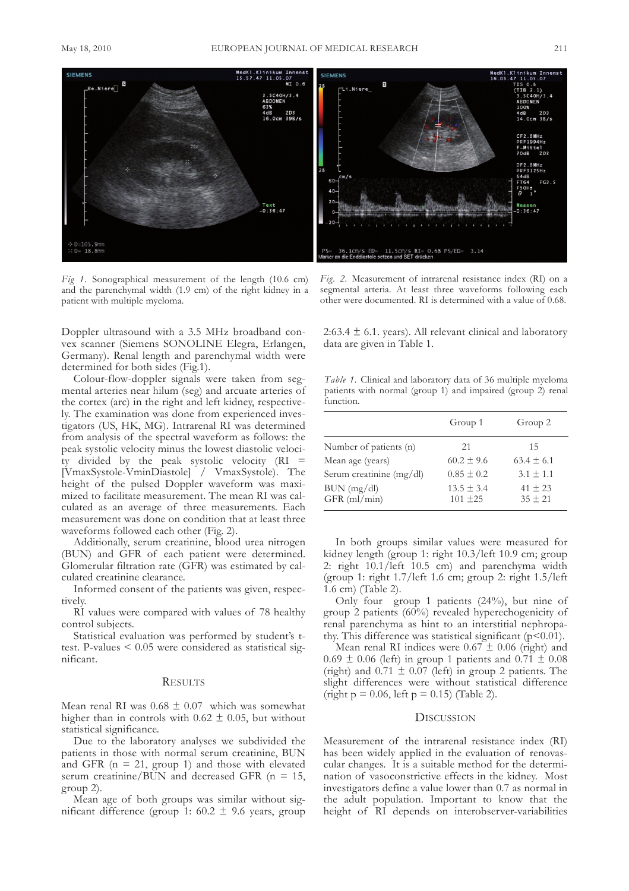*Fig 1.* Sonographical measurement of the length (10.6 cm) and the parenchymal width (1.9 cm) of the right kidney in a patient with multiple myeloma.

*Fig. 2.* Measurement of intrarenal resistance index (RI) on a segmental arteria. At least three waveforms following each other were documented. RI is determined with a value of 0.68.

Doppler ultrasound with a 3.5 MHz broadband convex scanner (Siemens SONOLINE Elegra, Erlangen, Germany). Renal length and parenchymal width were determined for both sides (Fig.1).

Colour-flow-doppler signals were taken from segmental arteries near hilum (seg) and arcuate arteries of the cortex (arc) in the right and left kidney, respectively. The examination was done from experienced investigators (US, HK, MG). Intrarenal RI was determined from analysis of the spectral waveform as follows: the peak systolic velocity minus the lowest diastolic velocity divided by the peak systolic velocity (RI = [VmaxSystole-VminDiastole] / VmaxSystole). The height of the pulsed Doppler waveform was maximized to facilitate measurement. The mean RI was calculated as an average of three measurements. Each measurement was done on condition that at least three waveforms followed each other (Fig. 2).

Additionally, serum creatinine, blood urea nitrogen (BUN) and GFR of each patient were determined. Glomerular filtration rate (GFR) was estimated by calculated creatinine clearance.

Informed consent of the patients was given, respectively.

RI values were compared with values of 78 healthy control subjects.

Statistical evaluation was performed by student's t-test. P-values < 0.05 were considered as statistical significant.

## Results

Mean renal RI was 0.68 ± 0.07 which was somewhat higher than in controls with 0.62 ± 0.05, but without statistical significance.

Due to the laboratory analyses we subdivided the patients in those with normal serum creatinine, BUN and GFR (n = 21, group 1) and those with elevated serum creatinine/BUN and decreased GFR (n = 15, group 2).

Mean age of both groups was similar without significant difference (group 1: 60.2 ± 9.6 years, group 2:63.4 ± 6.1. years). All relevant clinical and laboratory data are given in Table 1.

*Table 1.* Clinical and laboratory data of 36 multiple myeloma patients with normal (group 1) and impaired (group 2) renal function.

| | Group 1 | Group 2 |
|---|---|---|
| Number of patients (n) | 21 | 15 |
| Mean age (years) | 60.2 ± 9.6 | 63.4 ± 6.1 |
| Serum creatinine (mg/dl) | 0.85 ± 0.2 | 3.1 ± 1.1 |
| BUN (mg/dl) | 13.5 ± 3.4 | 41 ± 23 |
| GFR (ml/min) | 101 ±25 | 35 ± 21 |

In both groups similar values were measured for kidney length (group 1: right 10.3/left 10.9 cm; group 2: right 10.1/left 10.5 cm) and parenchyma width (group 1: right 1.7/left 1.6 cm; group 2: right 1.5/left 1.6 cm) (Table 2).

Only four group 1 patients (24%), but nine of group 2 patients (60%) revealed hyperechogenicity of renal parenchyma as hint to an interstitial nephropathy. This difference was statistical significant ($p<0.01$).

Mean renal RI indices were 0.67 ± 0.06 (right) and 0.69 ± 0.06 (left) in group 1 patients and 0.71 ± 0.08 (right) and 0.71 ± 0.07 (left) in group 2 patients. The slight differences were without statistical difference (right p = 0.06, left p = 0.15) (Table 2).

## Discussion

Measurement of the intrarenal resistance index (RI) has been widely applied in the evaluation of renovascular changes. It is a suitable method for the determination of vasoconstrictive effects in the kidney. Most investigators define a value lower than 0.7 as normal in the adult population. Important to know that the height of RI depends on interobserver-variabilities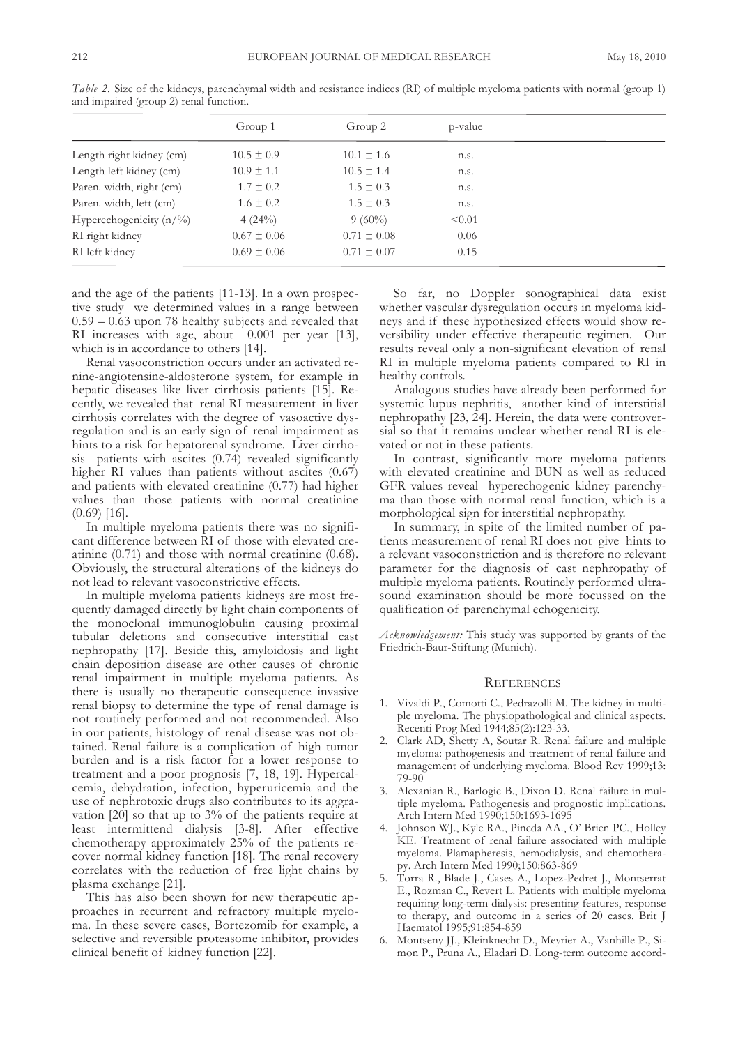*Table 2.* Size of the kidneys, parenchymal width and resistance indices (RI) of multiple myeloma patients with normal (group 1) and impaired (group 2) renal function.

| | Group 1 | Group 2 | p-value |
|---|---|---|---|
| Length right kidney (cm) | 10.5 ± 0.9 | 10.1 ± 1.6 | n.s. |
| Length left kidney (cm) | 10.9 ± 1.1 | 10.5 ± 1.4 | n.s. |
| Paren. width, right (cm) | 1.7 ± 0.2 | 1.5 ± 0.3 | n.s. |
| Paren. width, left (cm) | 1.6 ± 0.2 | 1.5 ± 0.3 | n.s. |
| Hyperechogenicity (n/%) | 4 (24%) | 9 (60%) | <0.01 |
| RI right kidney | 0.67 ± 0.06 | 0.71 ± 0.08 | 0.06 |
| RI left kidney | 0.69 ± 0.06 | 0.71 ± 0.07 | 0.15 |

and the age of the patients [11-13]. In a own prospective study we determined values in a range between 0.59 – 0.63 upon 78 healthy subjects and revealed that RI increases with age, about 0.001 per year [13], which is in accordance to others [14].

Renal vasoconstriction occurs under an activated renine-angiotensine-aldosterone system, for example in hepatic diseases like liver cirrhosis patients [15]. Recently, we revealed that renal RI measurement in liver cirrhosis correlates with the degree of vasoactive dysregulation and is an early sign of renal impairment as hints to a risk for hepatorenal syndrome. Liver cirrhosis patients with ascites (0.74) revealed significantly higher RI values than patients without ascites (0.67) and patients with elevated creatinine (0.77) had higher values than those patients with normal creatinine (0.69) [16].

In multiple myeloma patients there was no significant difference between RI of those with elevated creatinine (0.71) and those with normal creatinine (0.68). Obviously, the structural alterations of the kidneys do not lead to relevant vasoconstrictive effects.

In multiple myeloma patients kidneys are most frequently damaged directly by light chain components of the monoclonal immunoglobulin causing proximal tubular deletions and consecutive interstitial cast nephropathy [17]. Beside this, amyloidosis and light chain deposition disease are other causes of chronic renal impairment in multiple myeloma patients. As there is usually no therapeutic consequence invasive renal biopsy to determine the type of renal damage is not routinely performed and not recommended. Also in our patients, histology of renal disease was not obtained. Renal failure is a complication of high tumor burden and is a risk factor for a lower response to treatment and a poor prognosis [7, 18, 19]. Hypercalcemia, dehydration, infection, hyperuricemia and the use of nephrotoxic drugs also contributes to its aggravation [20] so that up to 3% of the patients require at least intermittend dialysis [3-8]. After effective chemotherapy approximately 25% of the patients recover normal kidney function [18]. The renal recovery correlates with the reduction of free light chains by plasma exchange [21].

This has also been shown for new therapeutic approaches in recurrent and refractory multiple myeloma. In these severe cases, Bortezomib for example, a selective and reversible proteasome inhibitor, provides clinical benefit of kidney function [22].

So far, no Doppler sonographical data exist whether vascular dysregulation occurs in myeloma kidneys and if these hypothesized effects would show reversibility under effective therapeutic regimen. Our results reveal only a non-significant elevation of renal RI in multiple myeloma patients compared to RI in healthy controls.

Analogous studies have already been performed for systemic lupus nephritis, another kind of interstitial nephropathy [23, 24]. Herein, the data were controversial so that it remains unclear whether renal RI is elevated or not in these patients.

In contrast, significantly more myeloma patients with elevated creatinine and BUN as well as reduced GFR values reveal hyperechogenic kidney parenchyma than those with normal renal function, which is a morphological sign for interstitial nephropathy.

In summary, in spite of the limited number of patients measurement of renal RI does not give hints to a relevant vasoconstriction and is therefore no relevant parameter for the diagnosis of cast nephropathy of multiple myeloma patients. Routinely performed ultrasound examination should be more focussed on the qualification of parenchymal echogenicity.

*Acknowledgement:* This study was supported by grants of the Friedrich-Baur-Stiftung (Munich).

## References

1. Vivaldi P., Comotti C., Pedrazolli M. The kidney in multiple myeloma. The physiopathological and clinical aspects. Recenti Prog Med 1944;85(2):123-33.
2. Clark AD, Shetty A, Soutar R. Renal failure and multiple myeloma: pathogenesis and treatment of renal failure and management of underlying myeloma. Blood Rev 1999;13: 79-90
3. Alexanian R., Barlogie B., Dixon D. Renal failure in multiple myeloma. Pathogenesis and prognostic implications. Arch Intern Med 1990;150:1693-1695
4. Johnson WJ., Kyle RA., Pineda AA., O' Brien PC., Holley KE. Treatment of renal failure associated with multiple myeloma. Plamapheresis, hemodialysis, and chemotherapy. Arch Intern Med 1990;150:863-869
5. Torra R., Blade J., Cases A., Lopez-Pedret J., Montserrat E., Rozman C., Revert L. Patients with multiple myeloma requiring long-term dialysis: presenting features, response to therapy, and outcome in a series of 20 cases. Brit J Haematol 1995;91:854-859
6. Montseny JJ., Kleinknecht D., Meyrier A., Vanhille P., Simon P., Pruna A., Eladari D. Long-term outcome accord-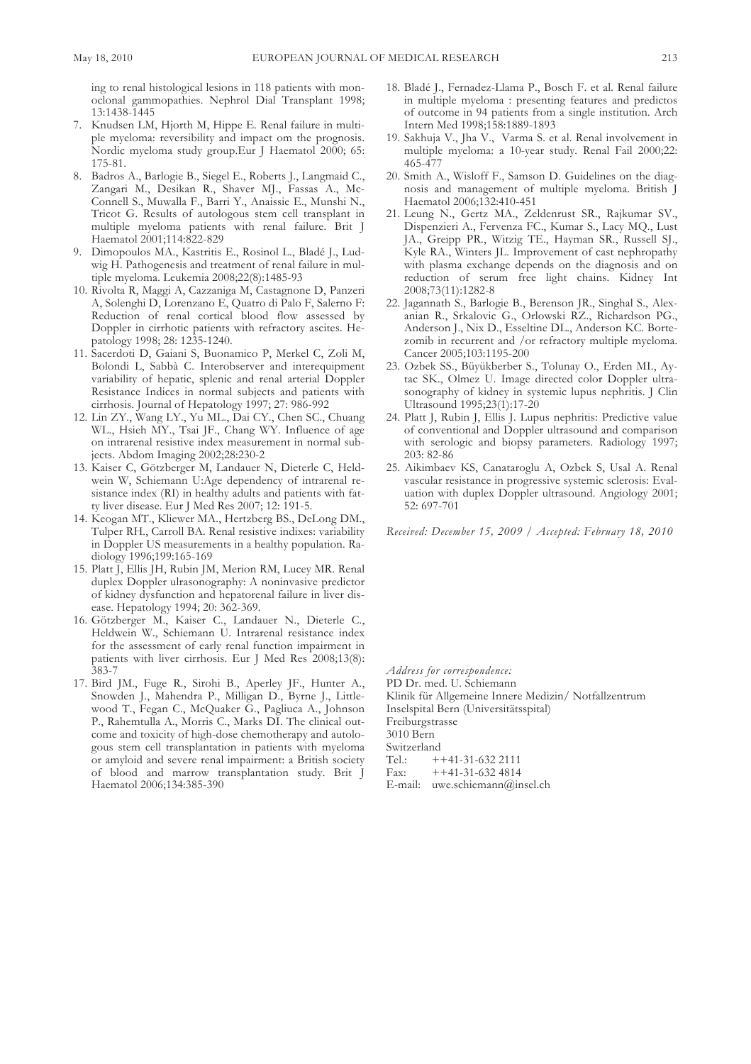ing to renal histological lesions in 118 patients with monoclonal gammopathies. Nephrol Dial Transplant 1998; 13:1438-1445

7. Knudsen LM, Hjorth M, Hippe E. Renal failure in multiple myeloma: reversibility and impact om the prognosis. Nordic myeloma study group.Eur J Haematol 2000; 65: 175-81.
8. Badros A., Barlogie B., Siegel E., Roberts J., Langmaid C., Zangari M., Desikan R., Shaver MJ., Fassas A., McConnell S., Muwalla F., Barri Y., Anaissie E., Munshi N., Tricot G. Results of autologous stem cell transplant in multiple myeloma patients with renal failure. Brit J Haematol 2001;114:822-829
9. Dimopoulos MA., Kastritis E., Rosinol L., Bladé J., Ludwig H. Pathogenesis and treatment of renal failure in multiple myeloma. Leukemia 2008;22(8):1485-93
10. Rivolta R, Maggi A, Cazzaniga M, Castagnone D, Panzeri A, Solenghi D, Lorenzano E, Quatro di Palo F, Salerno F: Reduction of renal cortical blood flow assessed by Doppler in cirrhotic patients with refractory ascites. Hepatology 1998; 28: 1235-1240.
11. Sacerdoti D, Gaiani S, Buonamico P, Merkel C, Zoli M, Bolondi L, Sabbà C. Interobserver and interequipment variability of hepatic, splenic and renal arterial Doppler Resistance Indices in normal subjects and patients with cirrhosis. Journal of Hepatology 1997; 27: 986-992
12. Lin ZY., Wang LY., Yu ML., Dai CY., Chen SC., Chuang WL., Hsieh MY., Tsai JF., Chang WY. Influence of age on intrarenal resistive index measurement in normal subjects. Abdom Imaging 2002;28:230-2
13. Kaiser C, Götzberger M, Landauer N, Dieterle C, Heldwein W, Schiemann U:Age dependency of intrarenal resistance index (RI) in healthy adults and patients with fatty liver disease. Eur J Med Res 2007; 12: 191-5.
14. Keogan MT., Kliewer MA., Hertzberg BS., DeLong DM., Tulper RH., Carroll BA. Renal resistive indixes: variability in Doppler US measurements in a healthy population. Radiology 1996;199:165-169
15. Platt J, Ellis JH, Rubin JM, Merion RM, Lucey MR. Renal duplex Doppler ulrasonography: A noninvasive predictor of kidney dysfunction and hepatorenal failure in liver disease. Hepatology 1994; 20: 362-369.
16. Götzberger M., Kaiser C., Landauer N., Dieterle C., Heldwein W., Schiemann U. Intrarenal resistance index for the assessment of early renal function impairment in patients with liver cirrhosis. Eur J Med Res 2008;13(8): 383-7
17. Bird JM., Fuge R., Sirohi B., Aperley JF., Hunter A., Snowden J., Mahendra P., Milligan D., Byrne J., Littlewood T., Fegan C., McQuaker G., Pagliuca A., Johnson P., Rahemtulla A., Morris C., Marks DI. The clinical outcome and toxicity of high-dose chemotherapy and autologous stem cell transplantation in patients with myeloma or amyloid and severe renal impairment: a British society of blood and marrow transplantation study. Brit J Haematol 2006;134:385-390
18. Bladé J., Fernadez-Llama P., Bosch F. et al. Renal failure in multiple myeloma : presenting features and predictos of outcome in 94 patients from a single institution. Arch Intern Med 1998;158:1889-1893
19. Sakhuja V., Jha V., Varma S. et al. Renal involvement in multiple myeloma: a 10-year study. Renal Fail 2000;22: 465-477
20. Smith A., Wisloff F., Samson D. Guidelines on the diagnosis and management of multiple myeloma. British J Haematol 2006;132:410-451
21. Leung N., Gertz MA., Zeldenrust SR., Rajkumar SV., Dispenzieri A., Fervenza FC., Kumar S., Lacy MQ., Lust JA., Greipp PR., Witzig TE., Hayman SR., Russell SJ., Kyle RA., Winters JL. Improvement of cast nephropathy with plasma exchange depends on the diagnosis and on reduction of serum free light chains. Kidney Int 2008;73(11):1282-8
22. Jagannath S., Barlogie B., Berenson JR., Singhal S., Alexanian R., Srkalovic G., Orlowski RZ., Richardson PG., Anderson J., Nix D., Esseltine DL., Anderson KC. Bortezomib in recurrent and /or refractory multiple myeloma. Cancer 2005;103:1195-200
23. Ozbek SS., Büyükberber S., Tolunay O., Erden MI., Aytac SK., Olmez U. Image directed color Doppler ultrasonography of kidney in systemic lupus nephritis. J Clin Ultrasound 1995;23(1):17-20
24. Platt J, Rubin J, Ellis J. Lupus nephritis: Predictive value of conventional and Doppler ultrasound and comparison with serologic and biopsy parameters. Radiology 1997; 203: 82-86
25. Aikimbaev KS, Canataroglu A, Ozbek S, Usal A. Renal vascular resistance in progressive systemic sclerosis: Evaluation with duplex Doppler ultrasound. Angiology 2001; 52: 697-701

*Received: December 15, 2009 / Accepted: February 18, 2010*

*Address for correspondence:*
PD Dr. med. U. Schiemann
Klinik für Allgemeine Innere Medizin/ Notfallzentrum
Inselspital Bern (Universitätsspital)
Freiburgstrasse
3010 Bern
Switzerland
Tel.: ++41-31-632 2111
Fax: ++41-31-632 4814
E-mail: uwe.schiemann@insel.ch